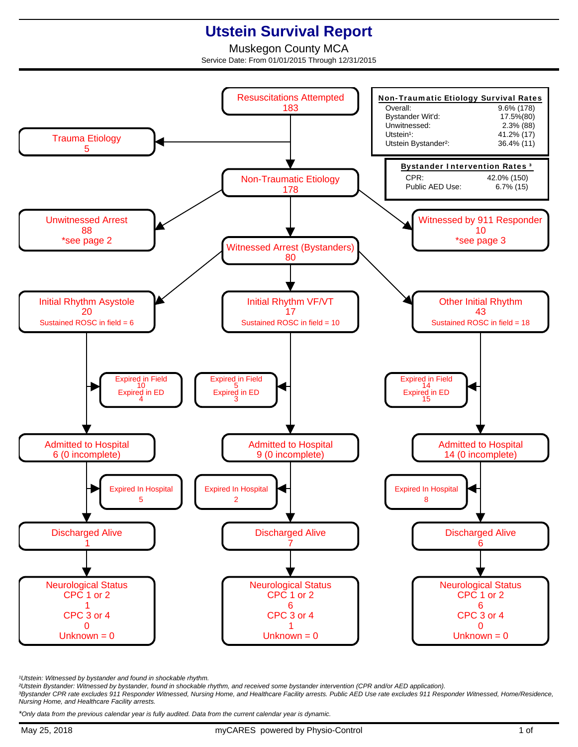# Utstein Survival Report

Muskegon County MCA

Service Date: From 01/01/2015 Through 12/31/2015

**Non-Traumatic Etiology Survival Rates**

| | |
|---|---|
| Overall: | 9.6% (178) |
| Bystander Wit'd: | 17.5%(80) |
| Unwitnessed: | 2.3% (88) |
| Utstein[1]: | 41.2% (17) |
| Utstein Bystander[2]: | 36.4% (11) |

**Bystander Intervention Rates [3]**

| | |
|---|---|
| CPR: | 42.0% (150) |
| Public AED Use: | 6.7% (15) |

- Resuscitations Attempted: 183
  - Trauma Etiology: 5
  - Non-Traumatic Etiology: 178
    - Unwitnessed Arrest: 88 *see page 2
    - Witnessed by 911 Responder: 10 *see page 3
    - Witnessed Arrest (Bystanders): 80

| | Initial Rhythm Asystole | Initial Rhythm VF/VT | Other Initial Rhythm |
|---|---|---|---|
| Total | 20 | 17 | 43 |
| Sustained ROSC in field | 6 | 10 | 18 |
| Expired in Field | 10 | 5 | 14 |
| Expired in ED | 4 | 3 | 15 |
| Admitted to Hospital | 6 (0 incomplete) | 9 (0 incomplete) | 14 (0 incomplete) |
| Expired In Hospital | 5 | 2 | 8 |
| Discharged Alive | 1 | 7 | 6 |
| Neurological Status CPC 1 or 2 | 1 | 6 | 6 |
| Neurological Status CPC 3 or 4 | 0 | 1 | 0 |
| Unknown | 0 | 0 | 0 |

*[1]Utstein: Witnessed by bystander and found in shockable rhythm.*
*[2]Utstein Bystander: Witnessed by bystander, found in shockable rhythm, and received some bystander intervention (CPR and/or AED application).*
*[3]Bystander CPR rate excludes 911 Responder Witnessed, Nursing Home, and Healthcare Facility arrests. Public AED Use rate excludes 911 Responder Witnessed, Home/Residence, Nursing Home, and Healthcare Facility arrests.*

*Only data from the previous calendar year is fully audited. Data from the current calendar year is dynamic.*

May 25, 2018 — myCARES powered by Physio-Control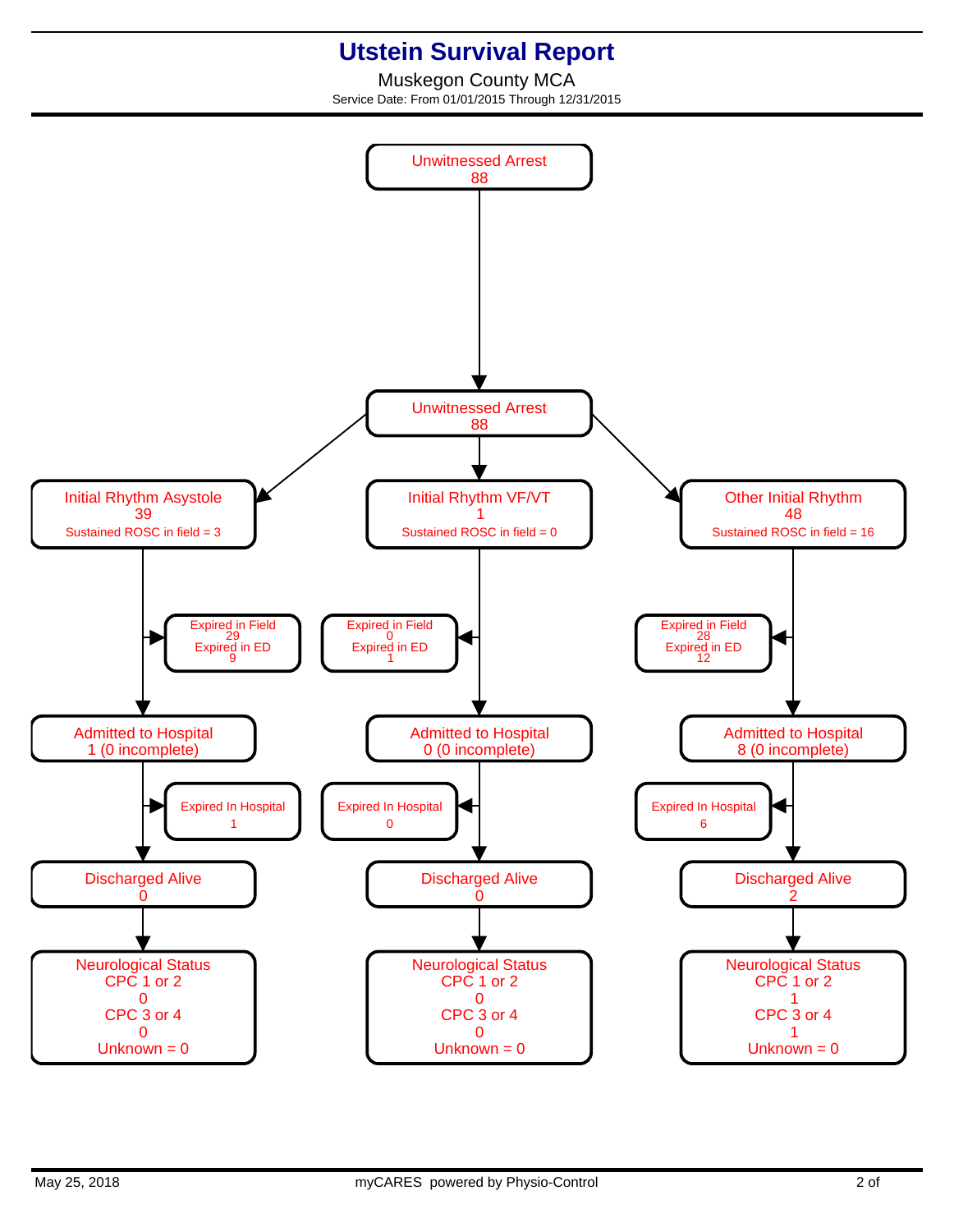# Utstein Survival Report

Muskegon County MCA

Service Date: From 01/01/2015 Through 12/31/2015

**Unwitnessed Arrest**
88

↓

**Unwitnessed Arrest**
88

| Initial Rhythm Asystole | Initial Rhythm VF/VT | Other Initial Rhythm |
|---|---|---|
| 39 | 1 | 48 |
| Sustained ROSC in field = 3 | Sustained ROSC in field = 0 | Sustained ROSC in field = 16 |
| Expired in Field 29 | Expired in Field 0 | Expired in Field 28 |
| Expired in ED 9 | Expired in ED 1 | Expired in ED 12 |
| Admitted to Hospital 1 (0 incomplete) | Admitted to Hospital 0 (0 incomplete) | Admitted to Hospital 8 (0 incomplete) |
| Expired In Hospital 1 | Expired In Hospital 0 | Expired In Hospital 6 |
| Discharged Alive 0 | Discharged Alive 0 | Discharged Alive 2 |
| Neurological Status | Neurological Status | Neurological Status |
| CPC 1 or 2: 0 | CPC 1 or 2: 0 | CPC 1 or 2: 1 |
| CPC 3 or 4: 0 | CPC 3 or 4: 0 | CPC 3 or 4: 1 |
| Unknown = 0 | Unknown = 0 | Unknown = 0 |

May 25, 2018 myCARES powered by Physio-Control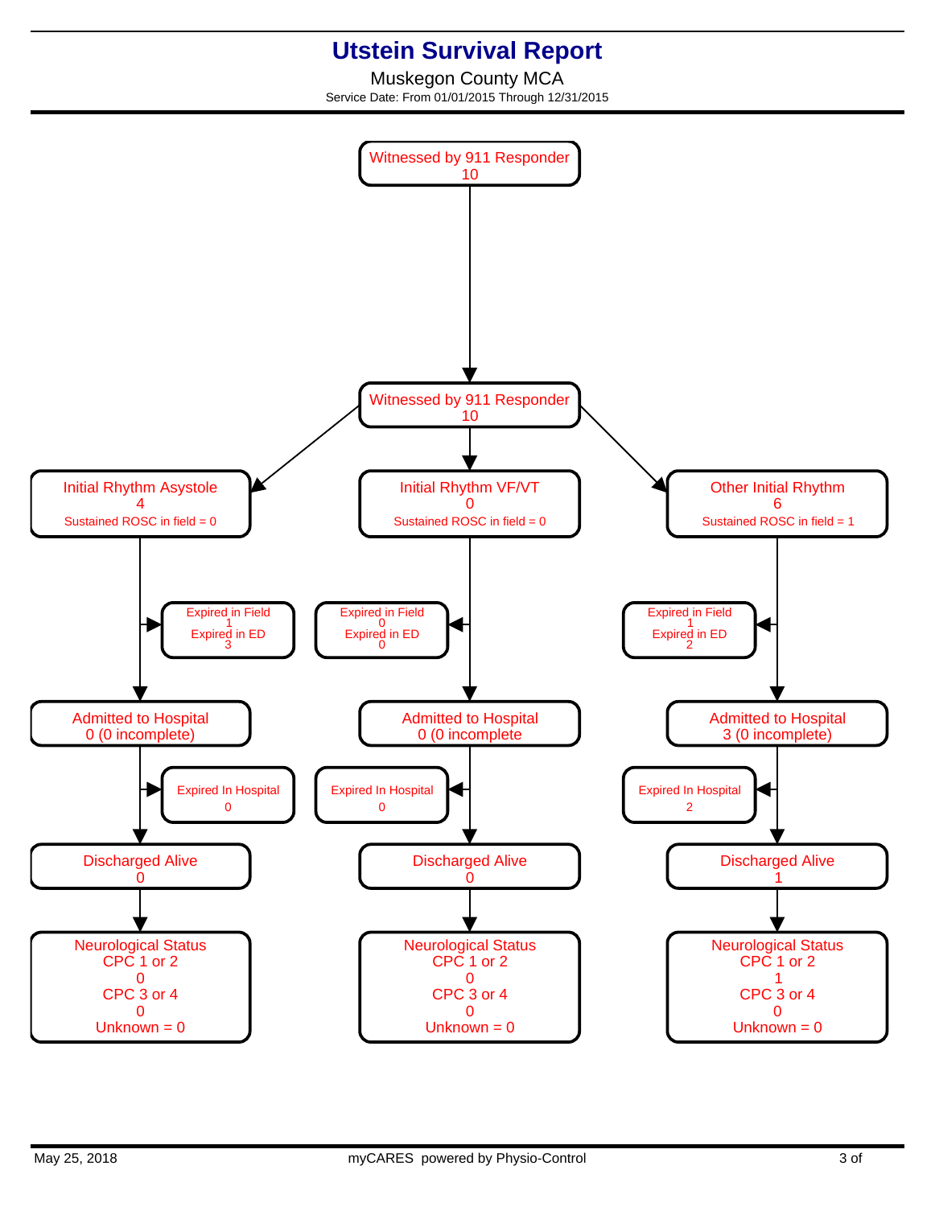# Utstein Survival Report

Muskegon County MCA

Service Date: From 01/01/2015 Through 12/31/2015

Witnessed by 911 Responder
10

Witnessed by 911 Responder
10

Initial Rhythm Asystole
4
Sustained ROSC in field = 0

Initial Rhythm VF/VT
0
Sustained ROSC in field = 0

Other Initial Rhythm
6
Sustained ROSC in field = 1

Expired in Field
1
Expired in ED
3

Expired in Field
0
Expired in ED
0

Expired in Field
1
Expired in ED
2

Admitted to Hospital
0 (0 incomplete)

Admitted to Hospital
0 (0 incomplete

Admitted to Hospital
3 (0 incomplete)

Expired In Hospital
0

Expired In Hospital
0

Expired In Hospital
2

Discharged Alive
0

Discharged Alive
0

Discharged Alive
1

Neurological Status
CPC 1 or 2
0
CPC 3 or 4
0
Unknown = 0

Neurological Status
CPC 1 or 2
0
CPC 3 or 4
0
Unknown = 0

Neurological Status
CPC 1 or 2
1
CPC 3 or 4
0
Unknown = 0

May 25, 2018 myCARES powered by Physio-Control